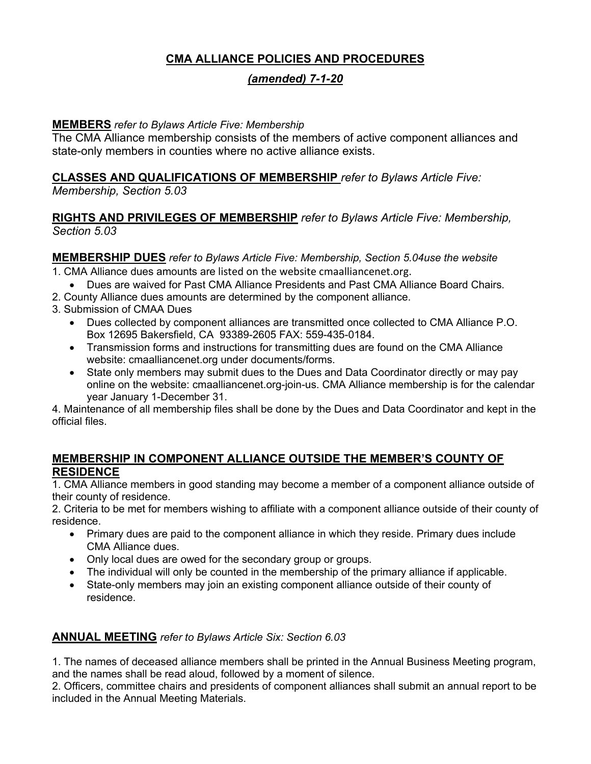# CMA ALLIANCE POLICIES AND PROCEDURES

## *(amended) 7-1-20*

**MEMBERS** *refer to Bylaws Article Five: Membership*

The CMA Alliance membership consists of the members of active component alliances and state-only members in counties where no active alliance exists.

**CLASSES AND QUALIFICATIONS OF MEMBERSHIP** *refer to Bylaws Article Five: Membership, Section 5.03*

**RIGHTS AND PRIVILEGES OF MEMBERSHIP** *refer to Bylaws Article Five: Membership, Section 5.03*

**MEMBERSHIP DUES** *refer to Bylaws Article Five: Membership, Section 5.04use the website*

1. CMA Alliance dues amounts are listed on the website cmaalliancenet.org.
   - Dues are waived for Past CMA Alliance Presidents and Past CMA Alliance Board Chairs.
2. County Alliance dues amounts are determined by the component alliance.
3. Submission of CMAA Dues
   - Dues collected by component alliances are transmitted once collected to CMA Alliance P.O. Box 12695 Bakersfield, CA 93389-2605 FAX: 559-435-0184.
   - Transmission forms and instructions for transmitting dues are found on the CMA Alliance website: cmaalliancenet.org under documents/forms.
   - State only members may submit dues to the Dues and Data Coordinator directly or may pay online on the website: cmaalliancenet.org-join-us. CMA Alliance membership is for the calendar year January 1-December 31.
4. Maintenance of all membership files shall be done by the Dues and Data Coordinator and kept in the official files.

**MEMBERSHIP IN COMPONENT ALLIANCE OUTSIDE THE MEMBER'S COUNTY OF RESIDENCE**

1. CMA Alliance members in good standing may become a member of a component alliance outside of their county of residence.
2. Criteria to be met for members wishing to affiliate with a component alliance outside of their county of residence.
   - Primary dues are paid to the component alliance in which they reside. Primary dues include CMA Alliance dues.
   - Only local dues are owed for the secondary group or groups.
   - The individual will only be counted in the membership of the primary alliance if applicable.
   - State-only members may join an existing component alliance outside of their county of residence.

**ANNUAL MEETING** *refer to Bylaws Article Six: Section 6.03*

1. The names of deceased alliance members shall be printed in the Annual Business Meeting program, and the names shall be read aloud, followed by a moment of silence.
2. Officers, committee chairs and presidents of component alliances shall submit an annual report to be included in the Annual Meeting Materials.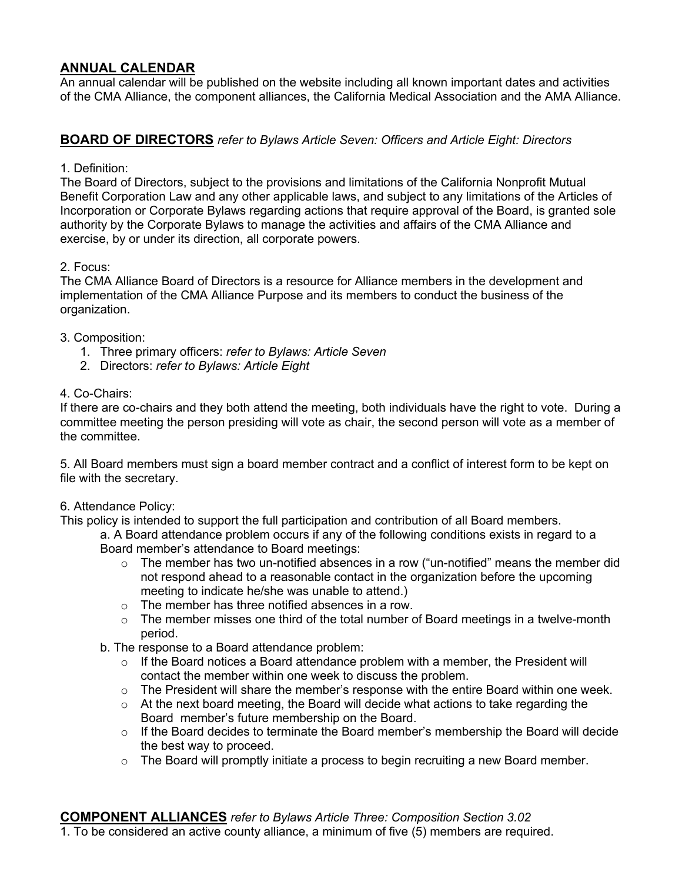## ANNUAL CALENDAR

An annual calendar will be published on the website including all known important dates and activities of the CMA Alliance, the component alliances, the California Medical Association and the AMA Alliance.

## BOARD OF DIRECTORS *refer to Bylaws Article Seven: Officers and Article Eight: Directors*

1. Definition:
The Board of Directors, subject to the provisions and limitations of the California Nonprofit Mutual Benefit Corporation Law and any other applicable laws, and subject to any limitations of the Articles of Incorporation or Corporate Bylaws regarding actions that require approval of the Board, is granted sole authority by the Corporate Bylaws to manage the activities and affairs of the CMA Alliance and exercise, by or under its direction, all corporate powers.

2. Focus:
The CMA Alliance Board of Directors is a resource for Alliance members in the development and implementation of the CMA Alliance Purpose and its members to conduct the business of the organization.

3. Composition:
   1. Three primary officers: *refer to Bylaws: Article Seven*
   2. Directors: *refer to Bylaws: Article Eight*

4. Co-Chairs:
If there are co-chairs and they both attend the meeting, both individuals have the right to vote. During a committee meeting the person presiding will vote as chair, the second person will vote as a member of the committee.

5. All Board members must sign a board member contract and a conflict of interest form to be kept on file with the secretary.

6. Attendance Policy:
This policy is intended to support the full participation and contribution of all Board members.

   a. A Board attendance problem occurs if any of the following conditions exists in regard to a Board member's attendance to Board meetings:
   - The member has two un-notified absences in a row ("un-notified" means the member did not respond ahead to a reasonable contact in the organization before the upcoming meeting to indicate he/she was unable to attend.)
   - The member has three notified absences in a row.
   - The member misses one third of the total number of Board meetings in a twelve-month period.

   b. The response to a Board attendance problem:
   - If the Board notices a Board attendance problem with a member, the President will contact the member within one week to discuss the problem.
   - The President will share the member's response with the entire Board within one week.
   - At the next board meeting, the Board will decide what actions to take regarding the Board member's future membership on the Board.
   - If the Board decides to terminate the Board member's membership the Board will decide the best way to proceed.
   - The Board will promptly initiate a process to begin recruiting a new Board member.

## COMPONENT ALLIANCES *refer to Bylaws Article Three: Composition Section 3.02*

1. To be considered an active county alliance, a minimum of five (5) members are required.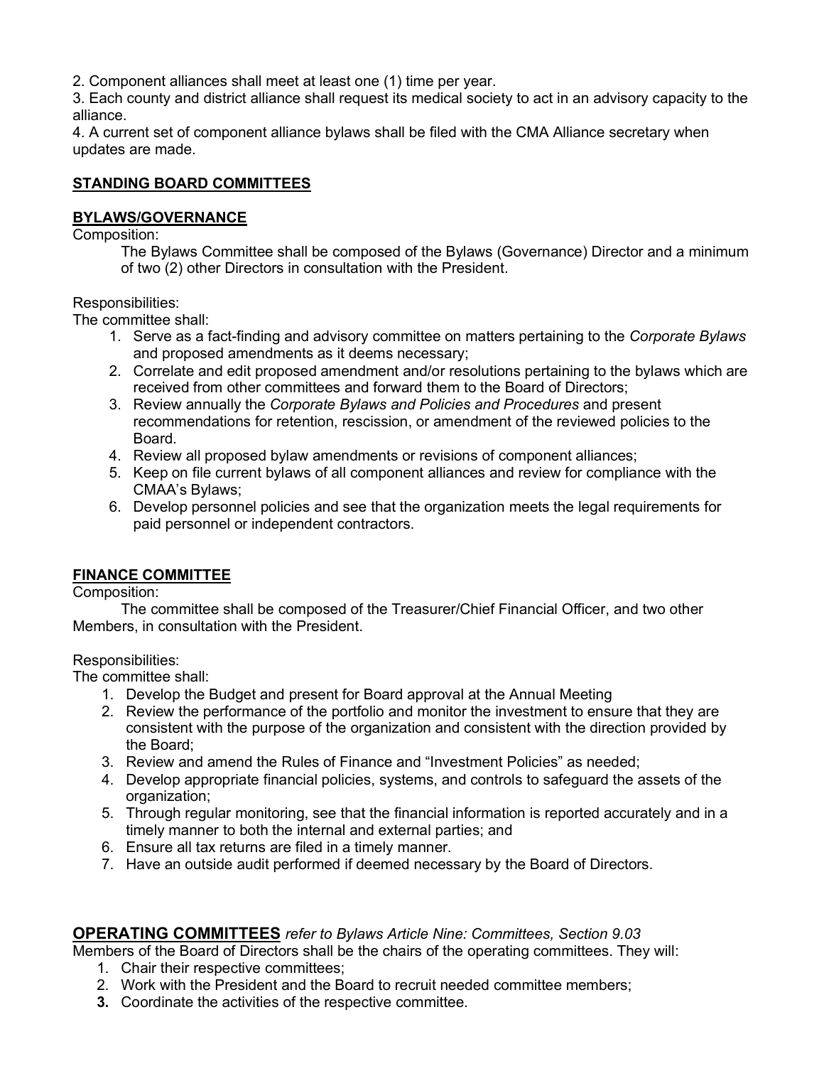2. Component alliances shall meet at least one (1) time per year.
3. Each county and district alliance shall request its medical society to act in an advisory capacity to the alliance.
4. A current set of component alliance bylaws shall be filed with the CMA Alliance secretary when updates are made.

## STANDING BOARD COMMITTEES

### BYLAWS/GOVERNANCE

Composition:

The Bylaws Committee shall be composed of the Bylaws (Governance) Director and a minimum of two (2) other Directors in consultation with the President.

Responsibilities:

The committee shall:

1. Serve as a fact-finding and advisory committee on matters pertaining to the *Corporate Bylaws* and proposed amendments as it deems necessary;
2. Correlate and edit proposed amendment and/or resolutions pertaining to the bylaws which are received from other committees and forward them to the Board of Directors;
3. Review annually the *Corporate Bylaws and Policies and Procedures* and present recommendations for retention, rescission, or amendment of the reviewed policies to the Board.
4. Review all proposed bylaw amendments or revisions of component alliances;
5. Keep on file current bylaws of all component alliances and review for compliance with the CMAA's Bylaws;
6. Develop personnel policies and see that the organization meets the legal requirements for paid personnel or independent contractors.

### FINANCE COMMITTEE

Composition:

The committee shall be composed of the Treasurer/Chief Financial Officer, and two other Members, in consultation with the President.

Responsibilities:

The committee shall:

1. Develop the Budget and present for Board approval at the Annual Meeting
2. Review the performance of the portfolio and monitor the investment to ensure that they are consistent with the purpose of the organization and consistent with the direction provided by the Board;
3. Review and amend the Rules of Finance and "Investment Policies" as needed;
4. Develop appropriate financial policies, systems, and controls to safeguard the assets of the organization;
5. Through regular monitoring, see that the financial information is reported accurately and in a timely manner to both the internal and external parties; and
6. Ensure all tax returns are filed in a timely manner.
7. Have an outside audit performed if deemed necessary by the Board of Directors.

## OPERATING COMMITTEES *refer to Bylaws Article Nine: Committees, Section 9.03*

Members of the Board of Directors shall be the chairs of the operating committees. They will:

1. Chair their respective committees;
2. Work with the President and the Board to recruit needed committee members;
3. Coordinate the activities of the respective committee.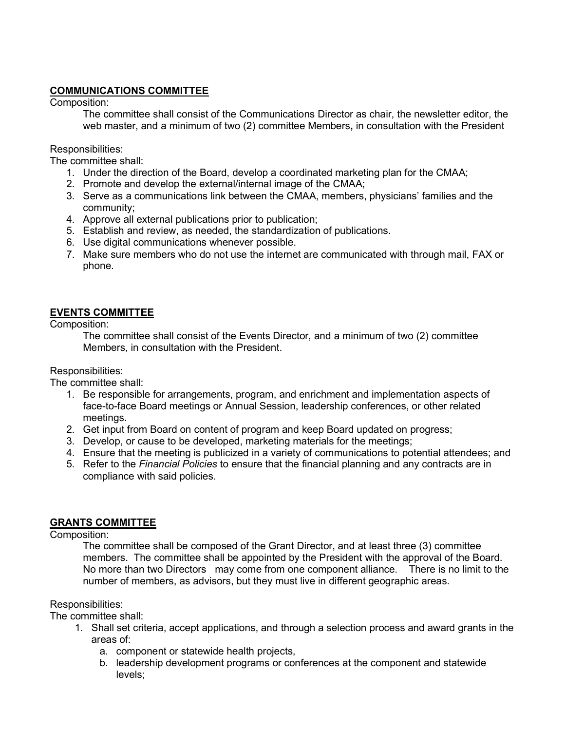**COMMUNICATIONS COMMITTEE**

Composition:

The committee shall consist of the Communications Director as chair, the newsletter editor, the web master, and a minimum of two (2) committee Members**,** in consultation with the President

Responsibilities:

The committee shall:

1. Under the direction of the Board, develop a coordinated marketing plan for the CMAA;
2. Promote and develop the external/internal image of the CMAA;
3. Serve as a communications link between the CMAA, members, physicians' families and the community;
4. Approve all external publications prior to publication;
5. Establish and review, as needed, the standardization of publications.
6. Use digital communications whenever possible.
7. Make sure members who do not use the internet are communicated with through mail, FAX or phone.

**EVENTS COMMITTEE**

Composition:

The committee shall consist of the Events Director, and a minimum of two (2) committee Members*,* in consultation with the President.

Responsibilities:

The committee shall:

1. Be responsible for arrangements, program, and enrichment and implementation aspects of face-to-face Board meetings or Annual Session, leadership conferences, or other related meetings.
2. Get input from Board on content of program and keep Board updated on progress;
3. Develop, or cause to be developed, marketing materials for the meetings;
4. Ensure that the meeting is publicized in a variety of communications to potential attendees; and
5. Refer to the *Financial Policies* to ensure that the financial planning and any contracts are in compliance with said policies.

**GRANTS COMMITTEE**

Composition:

The committee shall be composed of the Grant Director, and at least three (3) committee members. The committee shall be appointed by the President with the approval of the Board. No more than two Directors may come from one component alliance. There is no limit to the number of members, as advisors, but they must live in different geographic areas.

Responsibilities:

The committee shall:

1. Shall set criteria, accept applications, and through a selection process and award grants in the areas of:
   a. component or statewide health projects,
   b. leadership development programs or conferences at the component and statewide levels;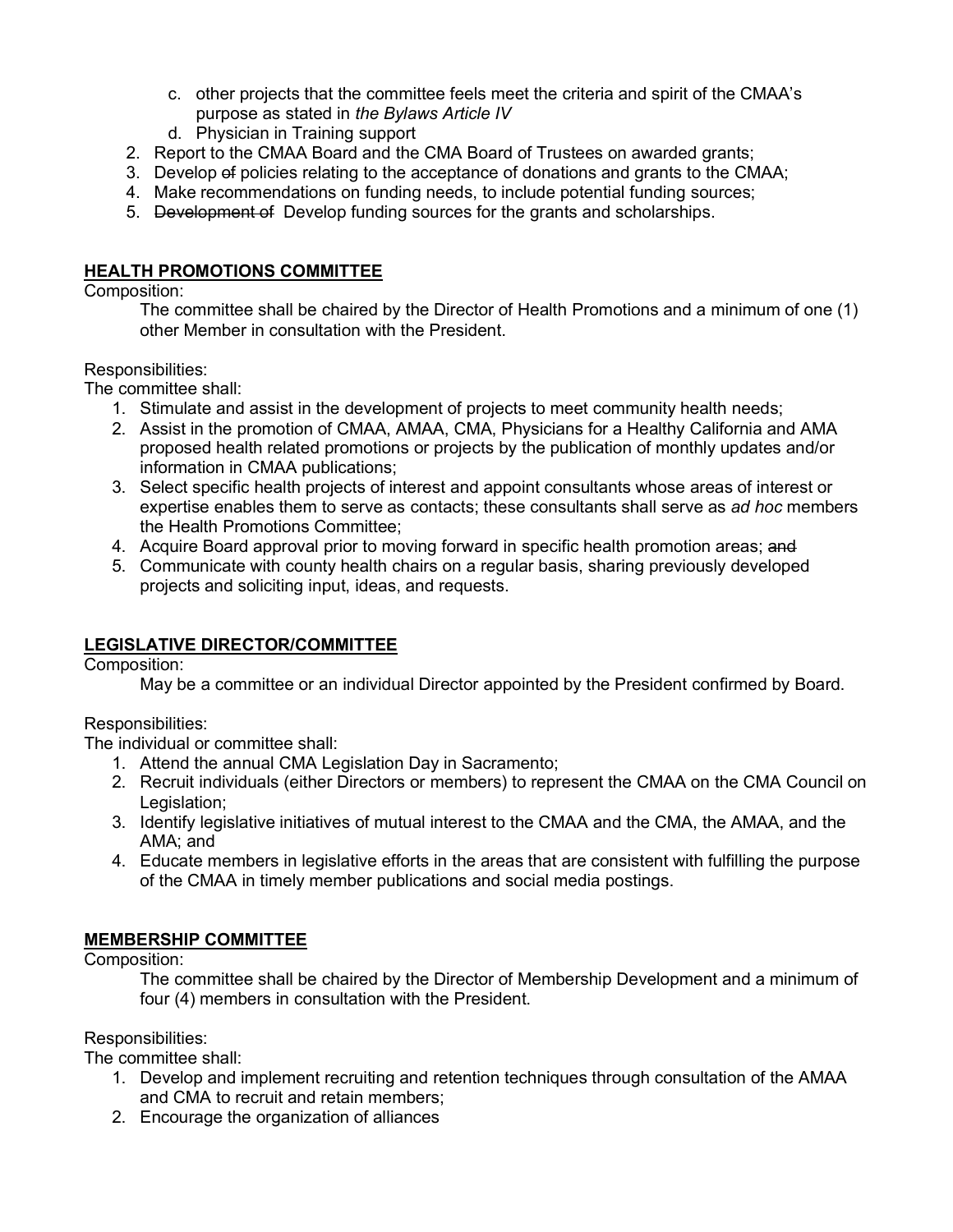c. other projects that the committee feels meet the criteria and spirit of the CMAA's purpose as stated in *the Bylaws Article IV*
   d. Physician in Training support
2. Report to the CMAA Board and the CMA Board of Trustees on awarded grants;
3. Develop ~~of~~ policies relating to the acceptance of donations and grants to the CMAA;
4. Make recommendations on funding needs, to include potential funding sources;
5. ~~Development of~~ Develop funding sources for the grants and scholarships.

## HEALTH PROMOTIONS COMMITTEE

Composition:

The committee shall be chaired by the Director of Health Promotions and a minimum of one (1) other Member in consultation with the President.

Responsibilities:

The committee shall:

1. Stimulate and assist in the development of projects to meet community health needs;
2. Assist in the promotion of CMAA, AMAA, CMA, Physicians for a Healthy California and AMA proposed health related promotions or projects by the publication of monthly updates and/or information in CMAA publications;
3. Select specific health projects of interest and appoint consultants whose areas of interest or expertise enables them to serve as contacts; these consultants shall serve as *ad hoc* members the Health Promotions Committee;
4. Acquire Board approval prior to moving forward in specific health promotion areas; ~~and~~
5. Communicate with county health chairs on a regular basis, sharing previously developed projects and soliciting input, ideas, and requests.

## LEGISLATIVE DIRECTOR/COMMITTEE

Composition:

May be a committee or an individual Director appointed by the President confirmed by Board.

Responsibilities:

The individual or committee shall:

1. Attend the annual CMA Legislation Day in Sacramento;
2. Recruit individuals (either Directors or members) to represent the CMAA on the CMA Council on Legislation;
3. Identify legislative initiatives of mutual interest to the CMAA and the CMA, the AMAA, and the AMA; and
4. Educate members in legislative efforts in the areas that are consistent with fulfilling the purpose of the CMAA in timely member publications and social media postings.

## MEMBERSHIP COMMITTEE

Composition:

The committee shall be chaired by the Director of Membership Development and a minimum of four (4) members in consultation with the President.

Responsibilities:

The committee shall:

1. Develop and implement recruiting and retention techniques through consultation of the AMAA and CMA to recruit and retain members;
2. Encourage the organization of alliances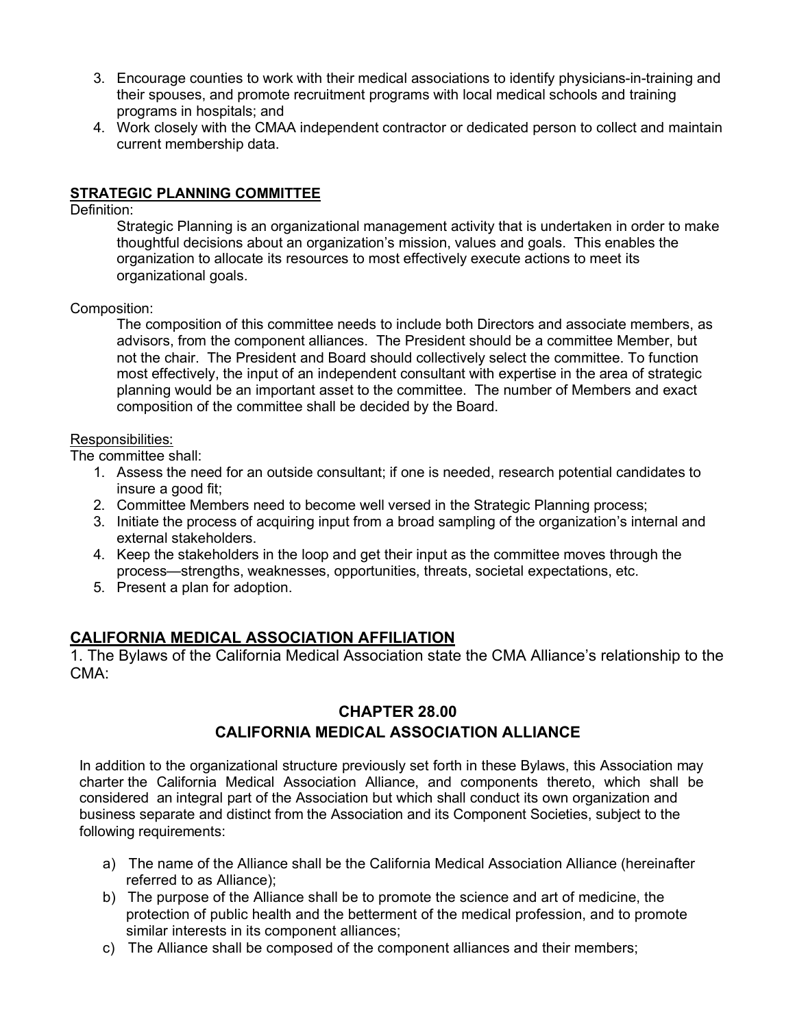3. Encourage counties to work with their medical associations to identify physicians-in-training and their spouses, and promote recruitment programs with local medical schools and training programs in hospitals; and
4. Work closely with the CMAA independent contractor or dedicated person to collect and maintain current membership data.

## STRATEGIC PLANNING COMMITTEE

Definition:

Strategic Planning is an organizational management activity that is undertaken in order to make thoughtful decisions about an organization's mission, values and goals. This enables the organization to allocate its resources to most effectively execute actions to meet its organizational goals.

Composition:

The composition of this committee needs to include both Directors and associate members, as advisors, from the component alliances. The President should be a committee Member, but not the chair. The President and Board should collectively select the committee. To function most effectively, the input of an independent consultant with expertise in the area of strategic planning would be an important asset to the committee. The number of Members and exact composition of the committee shall be decided by the Board.

Responsibilities:

The committee shall:

1. Assess the need for an outside consultant; if one is needed, research potential candidates to insure a good fit;
2. Committee Members need to become well versed in the Strategic Planning process;
3. Initiate the process of acquiring input from a broad sampling of the organization's internal and external stakeholders.
4. Keep the stakeholders in the loop and get their input as the committee moves through the process—strengths, weaknesses, opportunities, threats, societal expectations, etc.
5. Present a plan for adoption.

## CALIFORNIA MEDICAL ASSOCIATION AFFILIATION

1. The Bylaws of the California Medical Association state the CMA Alliance's relationship to the CMA:

### CHAPTER 28.00
### CALIFORNIA MEDICAL ASSOCIATION ALLIANCE

In addition to the organizational structure previously set forth in these Bylaws, this Association may charter the California Medical Association Alliance, and components thereto, which shall be considered an integral part of the Association but which shall conduct its own organization and business separate and distinct from the Association and its Component Societies, subject to the following requirements:

a) The name of the Alliance shall be the California Medical Association Alliance (hereinafter referred to as Alliance);
b) The purpose of the Alliance shall be to promote the science and art of medicine, the protection of public health and the betterment of the medical profession, and to promote similar interests in its component alliances;
c) The Alliance shall be composed of the component alliances and their members;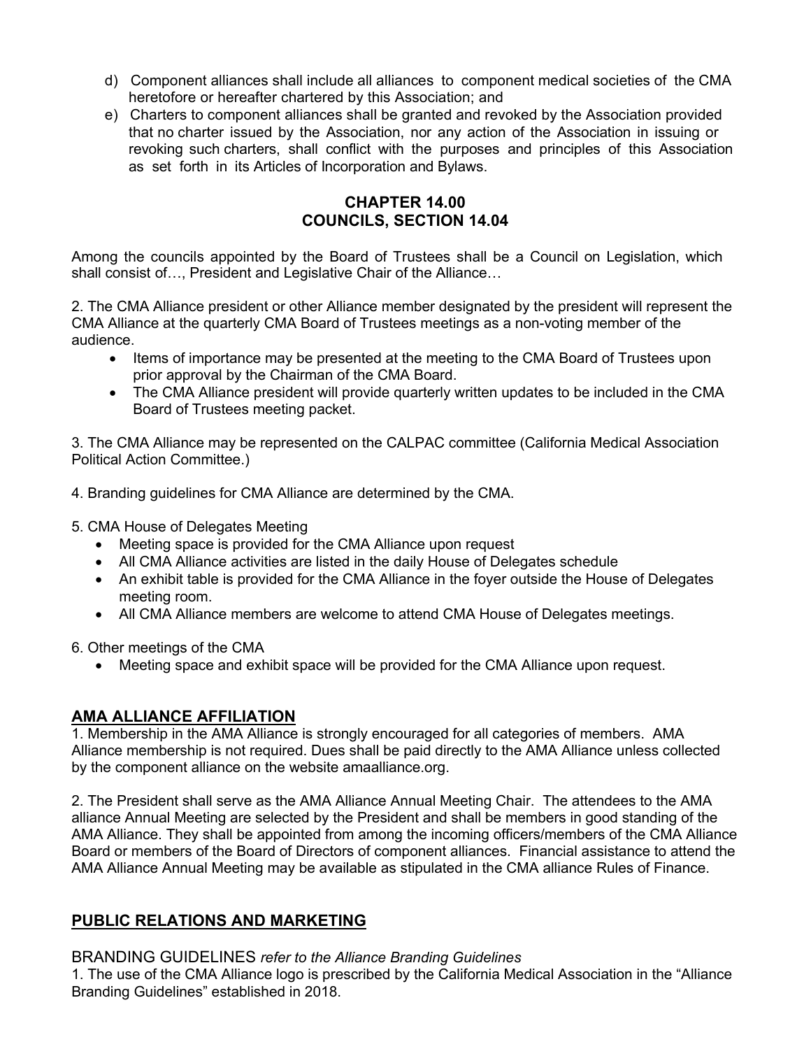d) Component alliances shall include all alliances to component medical societies of the CMA heretofore or hereafter chartered by this Association; and

e) Charters to component alliances shall be granted and revoked by the Association provided that no charter issued by the Association, nor any action of the Association in issuing or revoking such charters, shall conflict with the purposes and principles of this Association as set forth in its Articles of Incorporation and Bylaws.

## CHAPTER 14.00
## COUNCILS, SECTION 14.04

Among the councils appointed by the Board of Trustees shall be a Council on Legislation, which shall consist of…, President and Legislative Chair of the Alliance…

2. The CMA Alliance president or other Alliance member designated by the president will represent the CMA Alliance at the quarterly CMA Board of Trustees meetings as a non-voting member of the audience.
   - Items of importance may be presented at the meeting to the CMA Board of Trustees upon prior approval by the Chairman of the CMA Board.
   - The CMA Alliance president will provide quarterly written updates to be included in the CMA Board of Trustees meeting packet.

3. The CMA Alliance may be represented on the CALPAC committee (California Medical Association Political Action Committee.)

4. Branding guidelines for CMA Alliance are determined by the CMA.

5. CMA House of Delegates Meeting
   - Meeting space is provided for the CMA Alliance upon request
   - All CMA Alliance activities are listed in the daily House of Delegates schedule
   - An exhibit table is provided for the CMA Alliance in the foyer outside the House of Delegates meeting room.
   - All CMA Alliance members are welcome to attend CMA House of Delegates meetings.

6. Other meetings of the CMA
   - Meeting space and exhibit space will be provided for the CMA Alliance upon request.

## AMA ALLIANCE AFFILIATION

1. Membership in the AMA Alliance is strongly encouraged for all categories of members. AMA Alliance membership is not required. Dues shall be paid directly to the AMA Alliance unless collected by the component alliance on the website amaalliance.org.

2. The President shall serve as the AMA Alliance Annual Meeting Chair. The attendees to the AMA alliance Annual Meeting are selected by the President and shall be members in good standing of the AMA Alliance. They shall be appointed from among the incoming officers/members of the CMA Alliance Board or members of the Board of Directors of component alliances. Financial assistance to attend the AMA Alliance Annual Meeting may be available as stipulated in the CMA alliance Rules of Finance.

## PUBLIC RELATIONS AND MARKETING

BRANDING GUIDELINES *refer to the Alliance Branding Guidelines*

1. The use of the CMA Alliance logo is prescribed by the California Medical Association in the "Alliance Branding Guidelines" established in 2018.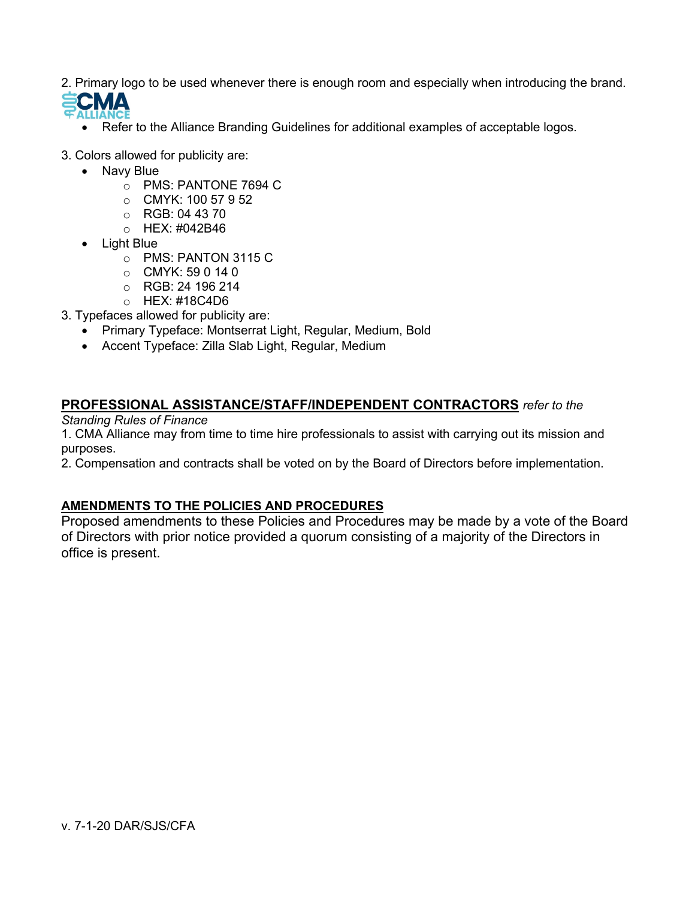2. Primary logo to be used whenever there is enough room and especially when introducing the brand.

- Refer to the Alliance Branding Guidelines for additional examples of acceptable logos.

3. Colors allowed for publicity are:
   - Navy Blue
     - PMS: PANTONE 7694 C
     - CMYK: 100 57 9 52
     - RGB: 04 43 70
     - HEX: #042B46
   - Light Blue
     - PMS: PANTON 3115 C
     - CMYK: 59 0 14 0
     - RGB: 24 196 214
     - HEX: #18C4D6

3. Typefaces allowed for publicity are:
   - Primary Typeface: Montserrat Light, Regular, Medium, Bold
   - Accent Typeface: Zilla Slab Light, Regular, Medium

**PROFESSIONAL ASSISTANCE/STAFF/INDEPENDENT CONTRACTORS** *refer to the Standing Rules of Finance*

1. CMA Alliance may from time to time hire professionals to assist with carrying out its mission and purposes.
2. Compensation and contracts shall be voted on by the Board of Directors before implementation.

**AMENDMENTS TO THE POLICIES AND PROCEDURES**

Proposed amendments to these Policies and Procedures may be made by a vote of the Board of Directors with prior notice provided a quorum consisting of a majority of the Directors in office is present.

v. 7-1-20 DAR/SJS/CFA